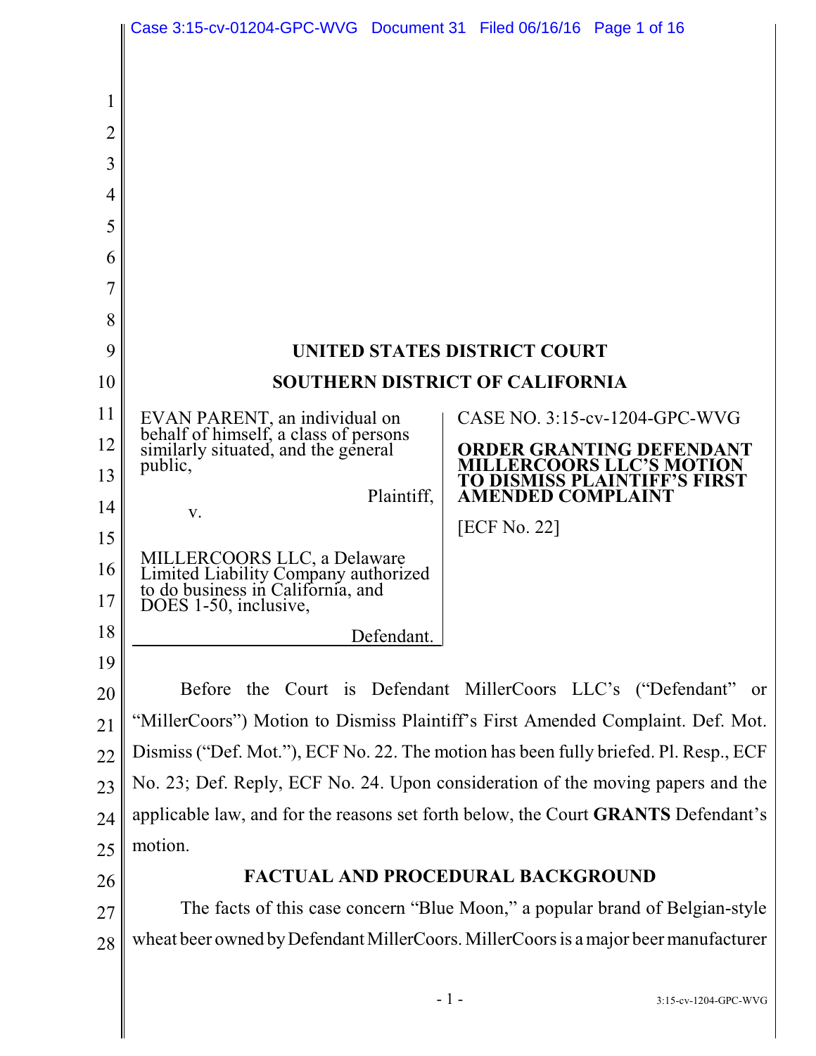**UNITED STATES DISTRICT COURT**

**SOUTHERN DISTRICT OF CALIFORNIA**

EVAN PARENT, an individual on behalf of himself, a class of persons similarly situated, and the general public,

Plaintiff,

v.

MILLERCOORS LLC, a Delaware Limited Liability Company authorized to do business in California, and DOES 1-50, inclusive,

Defendant.

CASE NO. 3:15-cv-1204-GPC-WVG

**ORDER GRANTING DEFENDANT MILLERCOORS LLC'S MOTION TO DISMISS PLAINTIFF'S FIRST AMENDED COMPLAINT**

[ECF No. 22]

Before the Court is Defendant MillerCoors LLC's ("Defendant" or "MillerCoors") Motion to Dismiss Plaintiff's First Amended Complaint. Def. Mot. Dismiss ("Def. Mot."), ECF No. 22. The motion has been fully briefed. Pl. Resp., ECF No. 23; Def. Reply, ECF No. 24. Upon consideration of the moving papers and the applicable law, and for the reasons set forth below, the Court **GRANTS** Defendant's motion.

## FACTUAL AND PROCEDURAL BACKGROUND

The facts of this case concern "Blue Moon," a popular brand of Belgian-style wheat beer owned by Defendant MillerCoors. MillerCoors is a major beer manufacturer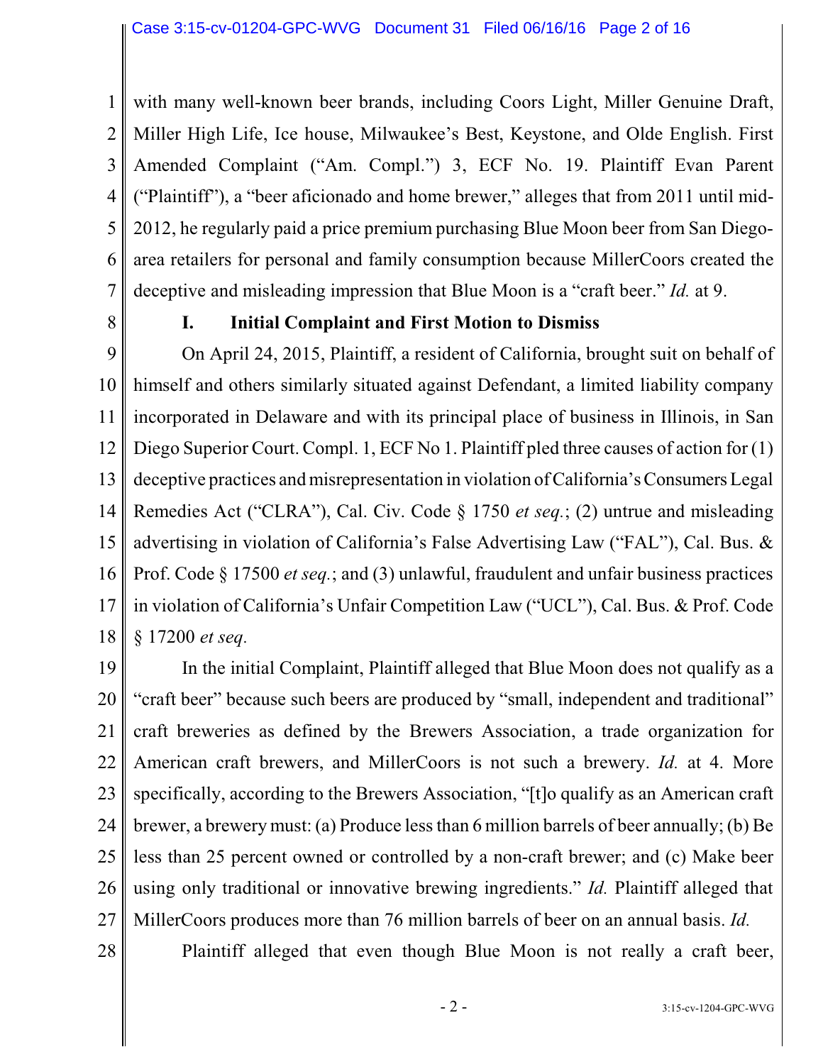with many well-known beer brands, including Coors Light, Miller Genuine Draft, Miller High Life, Ice house, Milwaukee's Best, Keystone, and Olde English. First Amended Complaint ("Am. Compl.") 3, ECF No. 19. Plaintiff Evan Parent ("Plaintiff"), a "beer aficionado and home brewer," alleges that from 2011 until mid-2012, he regularly paid a price premium purchasing Blue Moon beer from San Diego-area retailers for personal and family consumption because MillerCoors created the deceptive and misleading impression that Blue Moon is a "craft beer." *Id.* at 9.

## I. Initial Complaint and First Motion to Dismiss

On April 24, 2015, Plaintiff, a resident of California, brought suit on behalf of himself and others similarly situated against Defendant, a limited liability company incorporated in Delaware and with its principal place of business in Illinois, in San Diego Superior Court. Compl. 1, ECF No 1. Plaintiff pled three causes of action for (1) deceptive practices and misrepresentation in violation of California's Consumers Legal Remedies Act ("CLRA"), Cal. Civ. Code § 1750 *et seq.*; (2) untrue and misleading advertising in violation of California's False Advertising Law ("FAL"), Cal. Bus. & Prof. Code § 17500 *et seq.*; and (3) unlawful, fraudulent and unfair business practices in violation of California's Unfair Competition Law ("UCL"), Cal. Bus. & Prof. Code § 17200 *et seq.*

In the initial Complaint, Plaintiff alleged that Blue Moon does not qualify as a "craft beer" because such beers are produced by "small, independent and traditional" craft breweries as defined by the Brewers Association, a trade organization for American craft brewers, and MillerCoors is not such a brewery. *Id.* at 4. More specifically, according to the Brewers Association, "[t]o qualify as an American craft brewer, a brewery must: (a) Produce less than 6 million barrels of beer annually; (b) Be less than 25 percent owned or controlled by a non-craft brewer; and (c) Make beer using only traditional or innovative brewing ingredients." *Id.* Plaintiff alleged that MillerCoors produces more than 76 million barrels of beer on an annual basis. *Id.*

Plaintiff alleged that even though Blue Moon is not really a craft beer,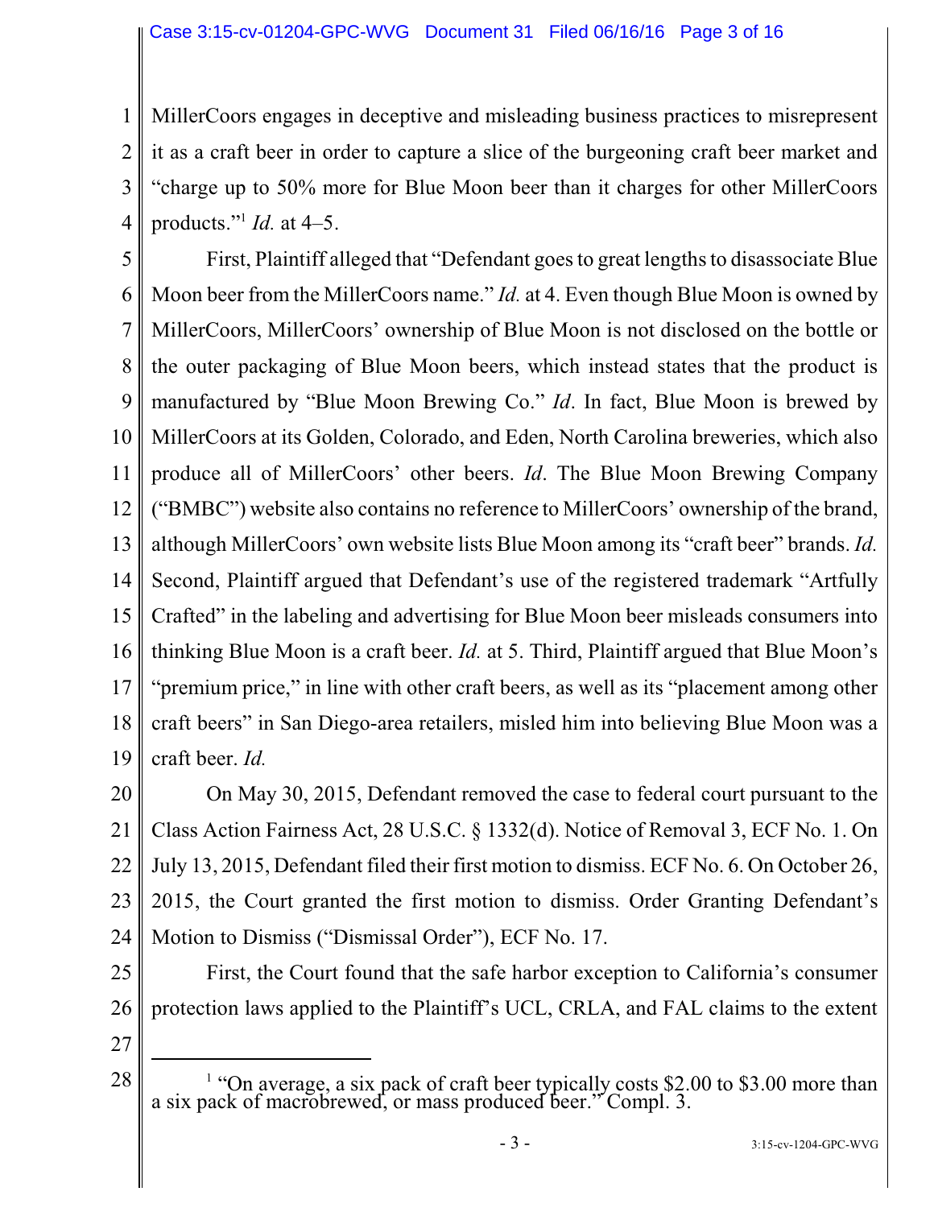MillerCoors engages in deceptive and misleading business practices to misrepresent it as a craft beer in order to capture a slice of the burgeoning craft beer market and "charge up to 50% more for Blue Moon beer than it charges for other MillerCoors products."[1] *Id.* at 4–5.

First, Plaintiff alleged that "Defendant goes to great lengths to disassociate Blue Moon beer from the MillerCoors name." *Id.* at 4. Even though Blue Moon is owned by MillerCoors, MillerCoors' ownership of Blue Moon is not disclosed on the bottle or the outer packaging of Blue Moon beers, which instead states that the product is manufactured by "Blue Moon Brewing Co." *Id*. In fact, Blue Moon is brewed by MillerCoors at its Golden, Colorado, and Eden, North Carolina breweries, which also produce all of MillerCoors' other beers. *Id*. The Blue Moon Brewing Company ("BMBC") website also contains no reference to MillerCoors' ownership of the brand, although MillerCoors' own website lists Blue Moon among its "craft beer" brands. *Id.* Second, Plaintiff argued that Defendant's use of the registered trademark "Artfully Crafted" in the labeling and advertising for Blue Moon beer misleads consumers into thinking Blue Moon is a craft beer. *Id.* at 5. Third, Plaintiff argued that Blue Moon's "premium price," in line with other craft beers, as well as its "placement among other craft beers" in San Diego-area retailers, misled him into believing Blue Moon was a craft beer. *Id.*

On May 30, 2015, Defendant removed the case to federal court pursuant to the Class Action Fairness Act, 28 U.S.C. § 1332(d). Notice of Removal 3, ECF No. 1. On July 13, 2015, Defendant filed their first motion to dismiss. ECF No. 6. On October 26, 2015, the Court granted the first motion to dismiss. Order Granting Defendant's Motion to Dismiss ("Dismissal Order"), ECF No. 17.

First, the Court found that the safe harbor exception to California's consumer protection laws applied to the Plaintiff's UCL, CRLA, and FAL claims to the extent

---

[1] "On average, a six pack of craft beer typically costs $2.00 to $3.00 more than a six pack of macrobrewed, or mass produced beer." Compl. 3.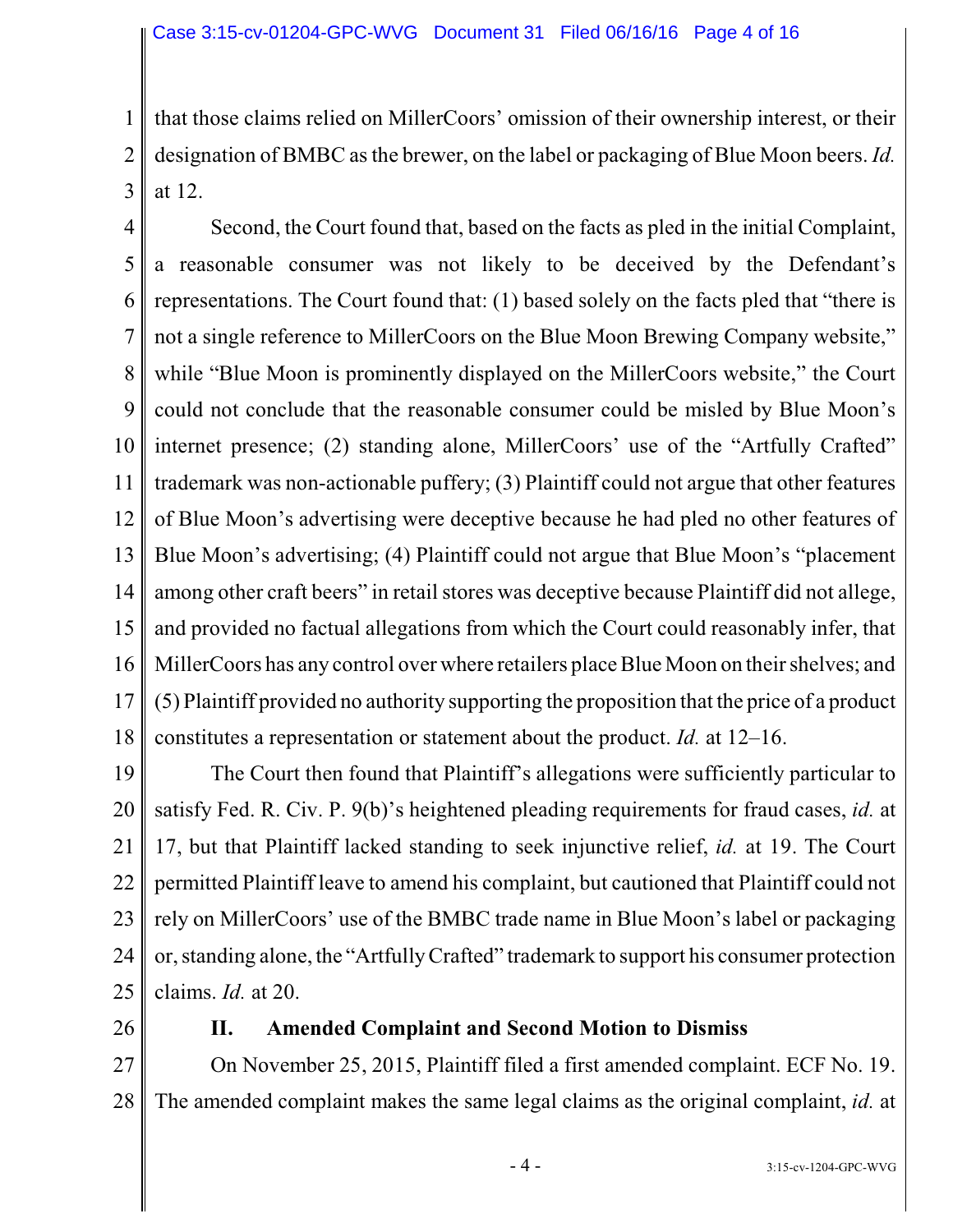that those claims relied on MillerCoors' omission of their ownership interest, or their designation of BMBC as the brewer, on the label or packaging of Blue Moon beers. *Id.* at 12.

Second, the Court found that, based on the facts as pled in the initial Complaint, a reasonable consumer was not likely to be deceived by the Defendant's representations. The Court found that: (1) based solely on the facts pled that "there is not a single reference to MillerCoors on the Blue Moon Brewing Company website," while "Blue Moon is prominently displayed on the MillerCoors website," the Court could not conclude that the reasonable consumer could be misled by Blue Moon's internet presence; (2) standing alone, MillerCoors' use of the "Artfully Crafted" trademark was non-actionable puffery; (3) Plaintiff could not argue that other features of Blue Moon's advertising were deceptive because he had pled no other features of Blue Moon's advertising; (4) Plaintiff could not argue that Blue Moon's "placement among other craft beers" in retail stores was deceptive because Plaintiff did not allege, and provided no factual allegations from which the Court could reasonably infer, that MillerCoors has any control over where retailers place Blue Moon on their shelves; and (5) Plaintiff provided no authority supporting the proposition that the price of a product constitutes a representation or statement about the product. *Id.* at 12–16.

The Court then found that Plaintiff's allegations were sufficiently particular to satisfy Fed. R. Civ. P. 9(b)'s heightened pleading requirements for fraud cases, *id.* at 17, but that Plaintiff lacked standing to seek injunctive relief, *id.* at 19. The Court permitted Plaintiff leave to amend his complaint, but cautioned that Plaintiff could not rely on MillerCoors' use of the BMBC trade name in Blue Moon's label or packaging or, standing alone, the "Artfully Crafted" trademark to support his consumer protection claims. *Id.* at 20.

## II. Amended Complaint and Second Motion to Dismiss

On November 25, 2015, Plaintiff filed a first amended complaint. ECF No. 19. The amended complaint makes the same legal claims as the original complaint, *id.* at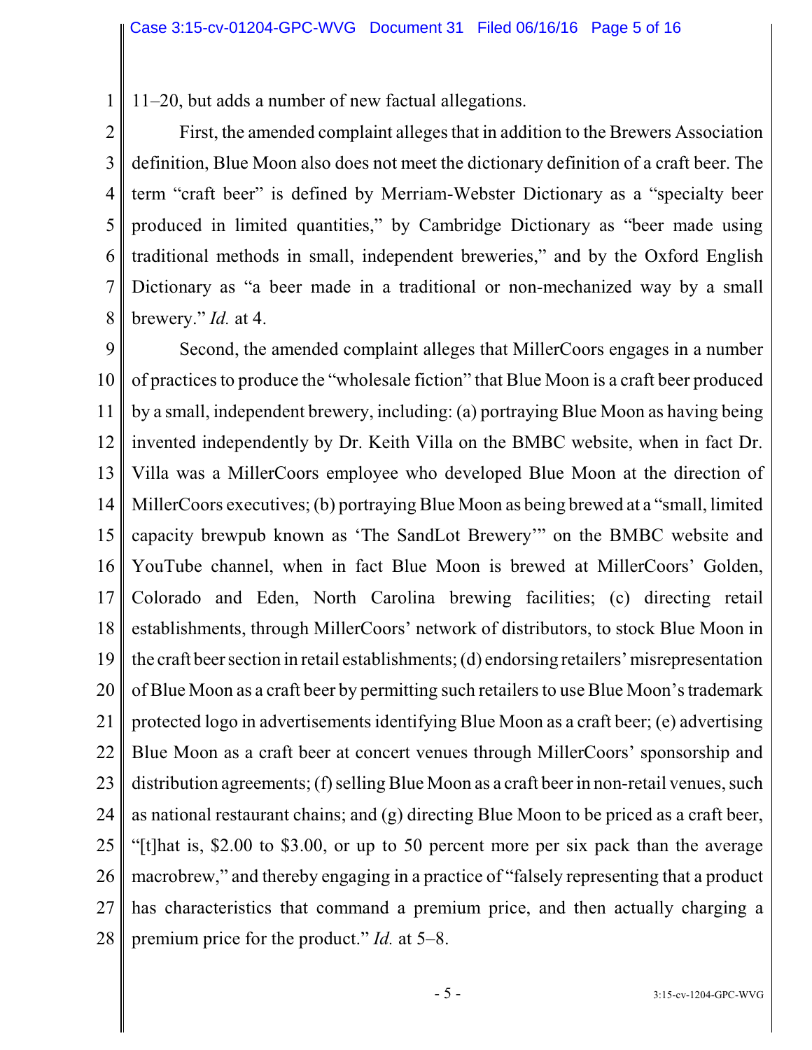11–20, but adds a number of new factual allegations.

First, the amended complaint alleges that in addition to the Brewers Association definition, Blue Moon also does not meet the dictionary definition of a craft beer. The term "craft beer" is defined by Merriam-Webster Dictionary as a "specialty beer produced in limited quantities," by Cambridge Dictionary as "beer made using traditional methods in small, independent breweries," and by the Oxford English Dictionary as "a beer made in a traditional or non-mechanized way by a small brewery." *Id.* at 4.

Second, the amended complaint alleges that MillerCoors engages in a number of practices to produce the "wholesale fiction" that Blue Moon is a craft beer produced by a small, independent brewery, including: (a) portraying Blue Moon as having being invented independently by Dr. Keith Villa on the BMBC website, when in fact Dr. Villa was a MillerCoors employee who developed Blue Moon at the direction of MillerCoors executives; (b) portraying Blue Moon as being brewed at a "small, limited capacity brewpub known as 'The SandLot Brewery'" on the BMBC website and YouTube channel, when in fact Blue Moon is brewed at MillerCoors' Golden, Colorado and Eden, North Carolina brewing facilities; (c) directing retail establishments, through MillerCoors' network of distributors, to stock Blue Moon in the craft beer section in retail establishments; (d) endorsing retailers' misrepresentation of Blue Moon as a craft beer by permitting such retailers to use Blue Moon's trademark protected logo in advertisements identifying Blue Moon as a craft beer; (e) advertising Blue Moon as a craft beer at concert venues through MillerCoors' sponsorship and distribution agreements; (f) selling Blue Moon as a craft beer in non-retail venues, such as national restaurant chains; and (g) directing Blue Moon to be priced as a craft beer, "[t]hat is, $2.00 to $3.00, or up to 50 percent more per six pack than the average macrobrew," and thereby engaging in a practice of "falsely representing that a product has characteristics that command a premium price, and then actually charging a premium price for the product." *Id.* at 5–8.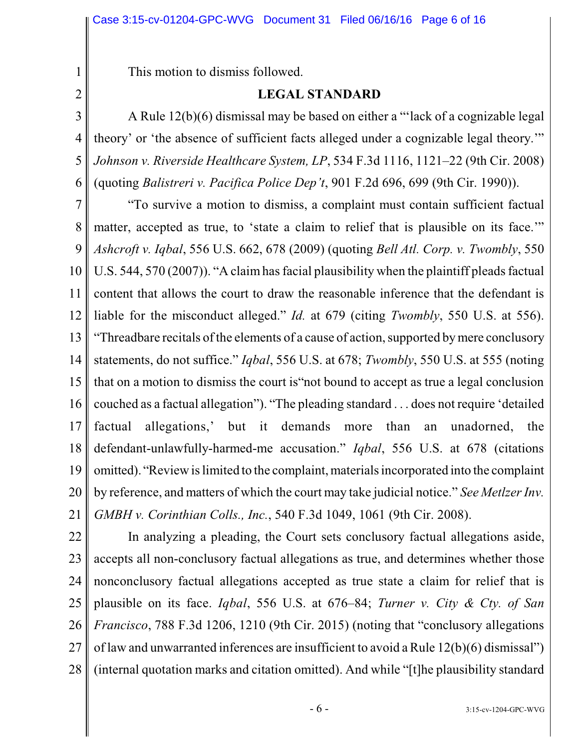This motion to dismiss followed.

## LEGAL STANDARD

A Rule 12(b)(6) dismissal may be based on either a "'lack of a cognizable legal theory' or 'the absence of sufficient facts alleged under a cognizable legal theory.'" *Johnson v. Riverside Healthcare System, LP*, 534 F.3d 1116, 1121–22 (9th Cir. 2008) (quoting *Balistreri v. Pacifica Police Dep't*, 901 F.2d 696, 699 (9th Cir. 1990)).

"To survive a motion to dismiss, a complaint must contain sufficient factual matter, accepted as true, to 'state a claim to relief that is plausible on its face.'" *Ashcroft v. Iqbal*, 556 U.S. 662, 678 (2009) (quoting *Bell Atl. Corp. v. Twombly*, 550 U.S. 544, 570 (2007)). "A claim has facial plausibility when the plaintiff pleads factual content that allows the court to draw the reasonable inference that the defendant is liable for the misconduct alleged." *Id.* at 679 (citing *Twombly*, 550 U.S. at 556). "Threadbare recitals of the elements of a cause of action, supported by mere conclusory statements, do not suffice." *Iqbal*, 556 U.S. at 678; *Twombly*, 550 U.S. at 555 (noting that on a motion to dismiss the court is"not bound to accept as true a legal conclusion couched as a factual allegation"). "The pleading standard . . . does not require 'detailed factual allegations,' but it demands more than an unadorned, the defendant-unlawfully-harmed-me accusation." *Iqbal*, 556 U.S. at 678 (citations omitted). "Review is limited to the complaint, materials incorporated into the complaint by reference, and matters of which the court may take judicial notice." *See Metlzer Inv. GMBH v. Corinthian Colls., Inc.*, 540 F.3d 1049, 1061 (9th Cir. 2008).

In analyzing a pleading, the Court sets conclusory factual allegations aside, accepts all non-conclusory factual allegations as true, and determines whether those nonconclusory factual allegations accepted as true state a claim for relief that is plausible on its face. *Iqbal*, 556 U.S. at 676–84; *Turner v. City & Cty. of San Francisco*, 788 F.3d 1206, 1210 (9th Cir. 2015) (noting that "conclusory allegations of law and unwarranted inferences are insufficient to avoid a Rule 12(b)(6) dismissal") (internal quotation marks and citation omitted). And while "[t]he plausibility standard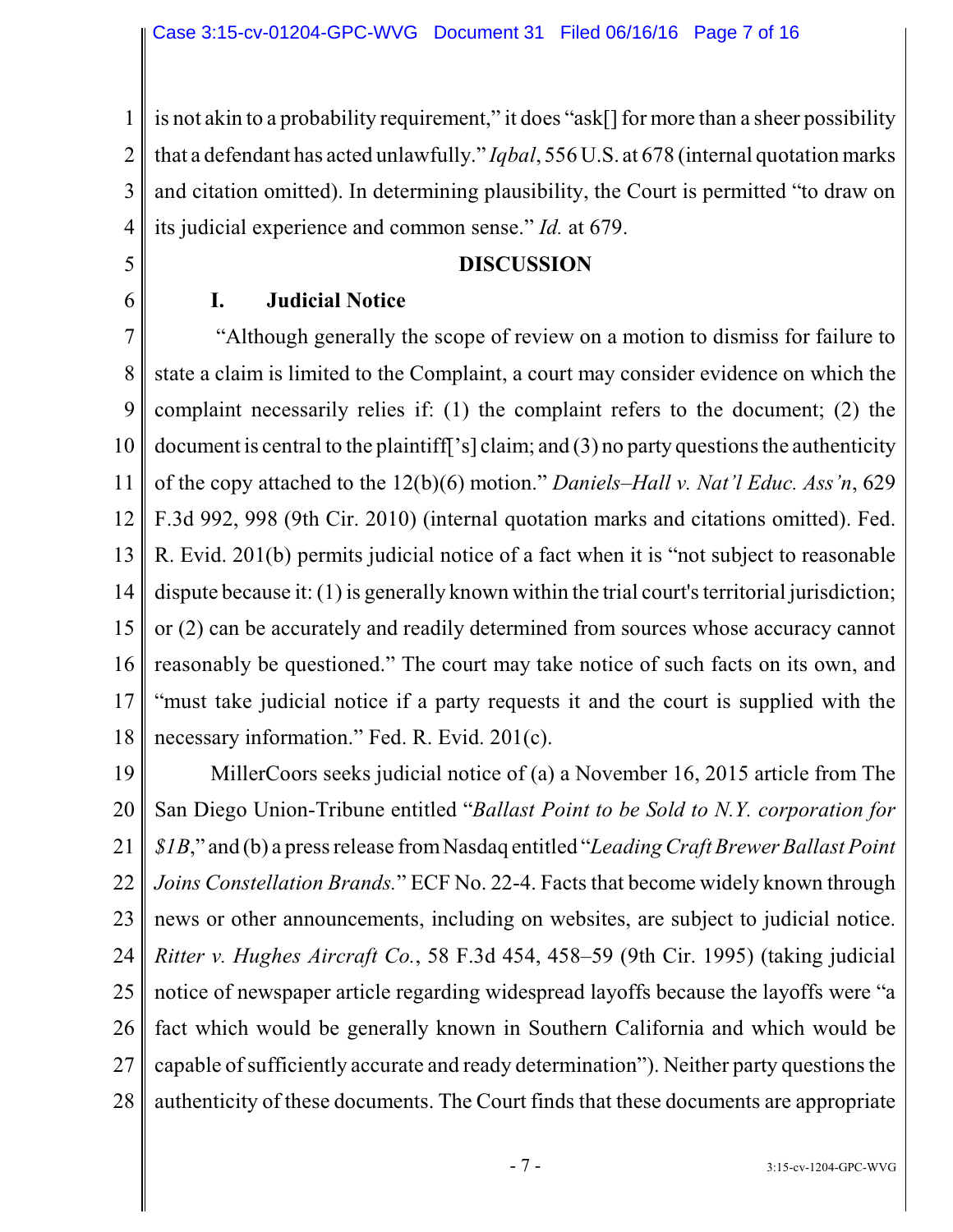is not akin to a probability requirement," it does "ask[] for more than a sheer possibility that a defendant has acted unlawfully." *Iqbal*, 556 U.S. at 678 (internal quotation marks and citation omitted). In determining plausibility, the Court is permitted "to draw on its judicial experience and common sense." *Id.* at 679.

## DISCUSSION

### I. Judicial Notice

"Although generally the scope of review on a motion to dismiss for failure to state a claim is limited to the Complaint, a court may consider evidence on which the complaint necessarily relies if: (1) the complaint refers to the document; (2) the document is central to the plaintiff['s] claim; and (3) no party questions the authenticity of the copy attached to the 12(b)(6) motion." *Daniels–Hall v. Nat'l Educ. Ass'n*, 629 F.3d 992, 998 (9th Cir. 2010) (internal quotation marks and citations omitted). Fed. R. Evid. 201(b) permits judicial notice of a fact when it is "not subject to reasonable dispute because it: (1) is generally known within the trial court's territorial jurisdiction; or (2) can be accurately and readily determined from sources whose accuracy cannot reasonably be questioned." The court may take notice of such facts on its own, and "must take judicial notice if a party requests it and the court is supplied with the necessary information." Fed. R. Evid. 201(c).

MillerCoors seeks judicial notice of (a) a November 16, 2015 article from The San Diego Union-Tribune entitled "*Ballast Point to be Sold to N.Y. corporation for $1B*," and (b) a press release from Nasdaq entitled "*Leading Craft Brewer Ballast Point Joins Constellation Brands.*" ECF No. 22-4. Facts that become widely known through news or other announcements, including on websites, are subject to judicial notice. *Ritter v. Hughes Aircraft Co.*, 58 F.3d 454, 458–59 (9th Cir. 1995) (taking judicial notice of newspaper article regarding widespread layoffs because the layoffs were "a fact which would be generally known in Southern California and which would be capable of sufficiently accurate and ready determination"). Neither party questions the authenticity of these documents. The Court finds that these documents are appropriate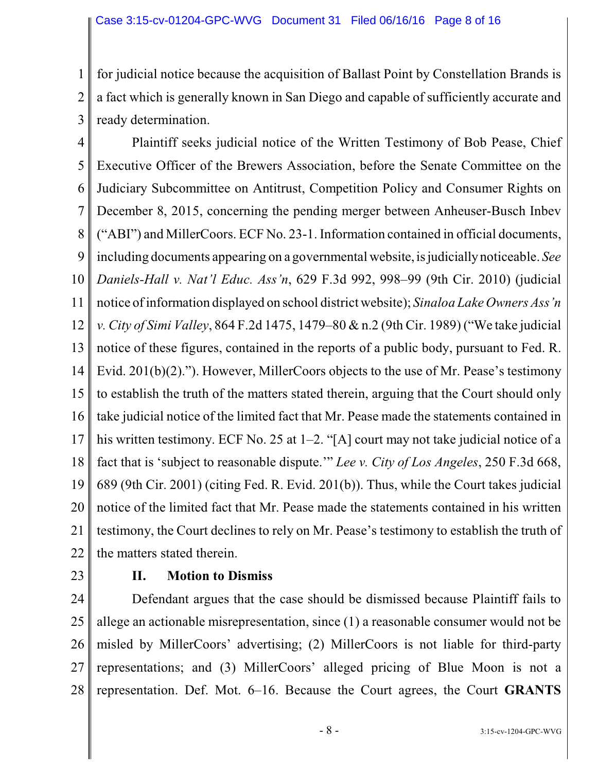for judicial notice because the acquisition of Ballast Point by Constellation Brands is a fact which is generally known in San Diego and capable of sufficiently accurate and ready determination.

Plaintiff seeks judicial notice of the Written Testimony of Bob Pease, Chief Executive Officer of the Brewers Association, before the Senate Committee on the Judiciary Subcommittee on Antitrust, Competition Policy and Consumer Rights on December 8, 2015, concerning the pending merger between Anheuser-Busch Inbev ("ABI") and MillerCoors. ECF No. 23-1. Information contained in official documents, including documents appearing on a governmental website, is judicially noticeable. *See Daniels-Hall v. Nat'l Educ. Ass'n*, 629 F.3d 992, 998–99 (9th Cir. 2010) (judicial notice of information displayed on school district website); *Sinaloa Lake Owners Ass'n v. City of Simi Valley*, 864 F.2d 1475, 1479–80 & n.2 (9th Cir. 1989) ("We take judicial notice of these figures, contained in the reports of a public body, pursuant to Fed. R. Evid. 201(b)(2)."). However, MillerCoors objects to the use of Mr. Pease's testimony to establish the truth of the matters stated therein, arguing that the Court should only take judicial notice of the limited fact that Mr. Pease made the statements contained in his written testimony. ECF No. 25 at 1–2. "[A] court may not take judicial notice of a fact that is 'subject to reasonable dispute.'" *Lee v. City of Los Angeles*, 250 F.3d 668, 689 (9th Cir. 2001) (citing Fed. R. Evid. 201(b)). Thus, while the Court takes judicial notice of the limited fact that Mr. Pease made the statements contained in his written testimony, the Court declines to rely on Mr. Pease's testimony to establish the truth of the matters stated therein.

## II. Motion to Dismiss

Defendant argues that the case should be dismissed because Plaintiff fails to allege an actionable misrepresentation, since (1) a reasonable consumer would not be misled by MillerCoors' advertising; (2) MillerCoors is not liable for third-party representations; and (3) MillerCoors' alleged pricing of Blue Moon is not a representation. Def. Mot. 6–16. Because the Court agrees, the Court **GRANTS**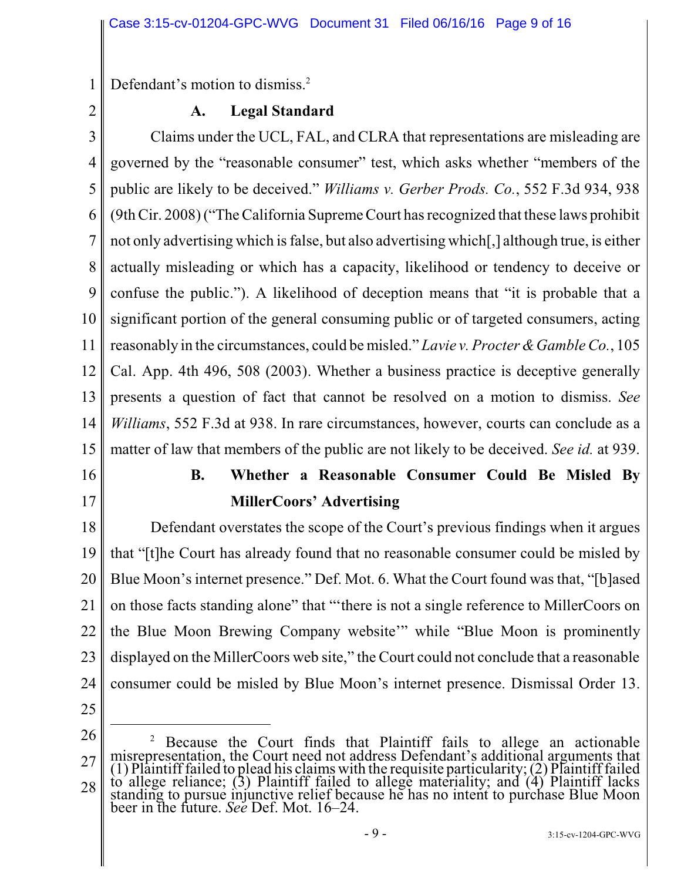Defendant's motion to dismiss.[2]

### A. Legal Standard

Claims under the UCL, FAL, and CLRA that representations are misleading are governed by the "reasonable consumer" test, which asks whether "members of the public are likely to be deceived." *Williams v. Gerber Prods. Co.*, 552 F.3d 934, 938 (9th Cir. 2008) ("The California Supreme Court has recognized that these laws prohibit not only advertising which is false, but also advertising which[,] although true, is either actually misleading or which has a capacity, likelihood or tendency to deceive or confuse the public."). A likelihood of deception means that "it is probable that a significant portion of the general consuming public or of targeted consumers, acting reasonably in the circumstances, could be misled." *Lavie v. Procter & Gamble Co.*, 105 Cal. App. 4th 496, 508 (2003). Whether a business practice is deceptive generally presents a question of fact that cannot be resolved on a motion to dismiss. *See Williams*, 552 F.3d at 938. In rare circumstances, however, courts can conclude as a matter of law that members of the public are not likely to be deceived. *See id.* at 939.

### B. Whether a Reasonable Consumer Could Be Misled By MillerCoors' Advertising

Defendant overstates the scope of the Court's previous findings when it argues that "[t]he Court has already found that no reasonable consumer could be misled by Blue Moon's internet presence." Def. Mot. 6. What the Court found was that, "[b]ased on those facts standing alone" that "'there is not a single reference to MillerCoors on the Blue Moon Brewing Company website'" while "Blue Moon is prominently displayed on the MillerCoors web site," the Court could not conclude that a reasonable consumer could be misled by Blue Moon's internet presence. Dismissal Order 13.

---

[2] Because the Court finds that Plaintiff fails to allege an actionable misrepresentation, the Court need not address Defendant's additional arguments that (1) Plaintiff failed to plead his claims with the requisite particularity; (2) Plaintiff failed to allege reliance; (3) Plaintiff failed to allege materiality; and (4) Plaintiff lacks standing to pursue injunctive relief because he has no intent to purchase Blue Moon beer in the future. *See* Def. Mot. 16–24.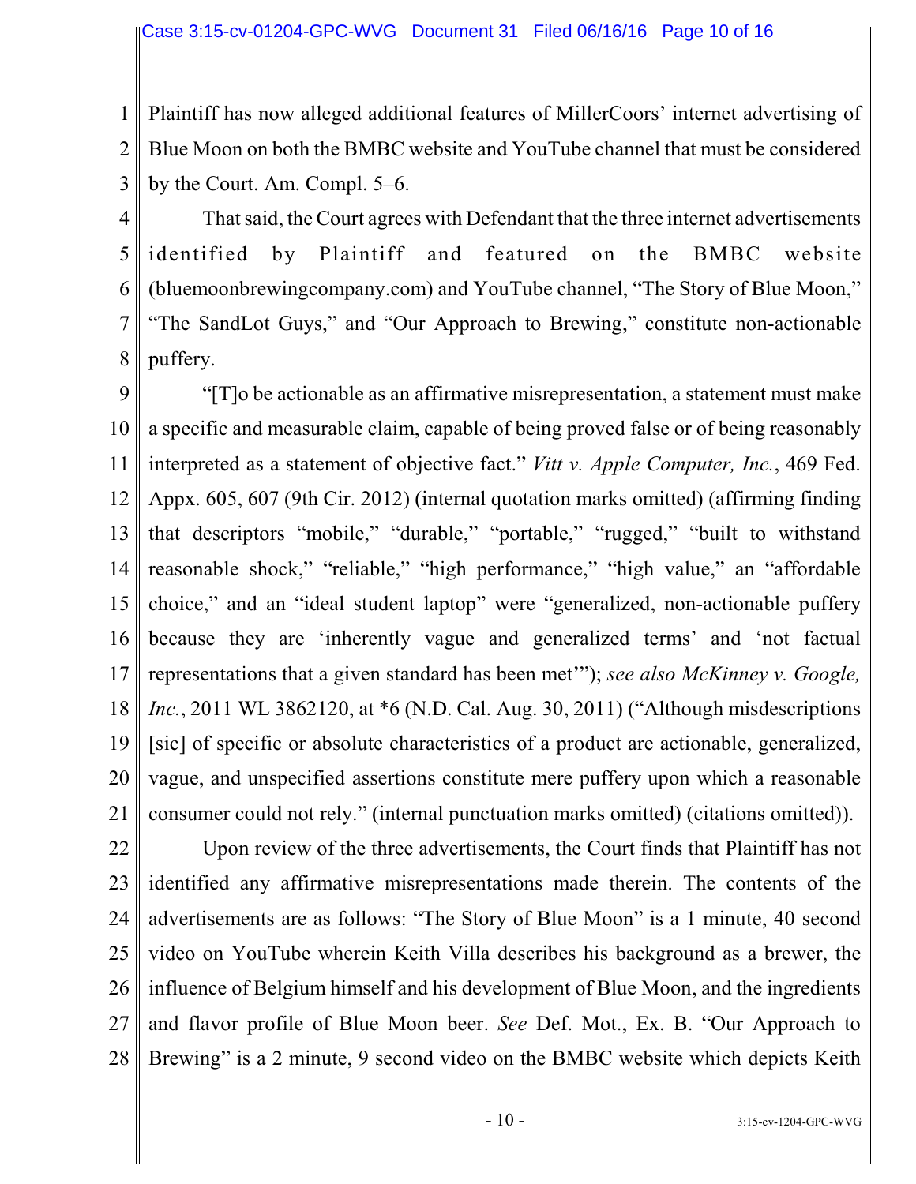Plaintiff has now alleged additional features of MillerCoors' internet advertising of Blue Moon on both the BMBC website and YouTube channel that must be considered by the Court. Am. Compl. 5–6.

That said, the Court agrees with Defendant that the three internet advertisements identified by Plaintiff and featured on the BMBC website (bluemoonbrewingcompany.com) and YouTube channel, "The Story of Blue Moon," "The SandLot Guys," and "Our Approach to Brewing," constitute non-actionable puffery.

"[T]o be actionable as an affirmative misrepresentation, a statement must make a specific and measurable claim, capable of being proved false or of being reasonably interpreted as a statement of objective fact." *Vitt v. Apple Computer, Inc.*, 469 Fed. Appx. 605, 607 (9th Cir. 2012) (internal quotation marks omitted) (affirming finding that descriptors "mobile," "durable," "portable," "rugged," "built to withstand reasonable shock," "reliable," "high performance," "high value," an "affordable choice," and an "ideal student laptop" were "generalized, non-actionable puffery because they are 'inherently vague and generalized terms' and 'not factual representations that a given standard has been met'"); *see also McKinney v. Google, Inc.*, 2011 WL 3862120, at *6 (N.D. Cal. Aug. 30, 2011) ("Although misdescriptions [sic] of specific or absolute characteristics of a product are actionable, generalized, vague, and unspecified assertions constitute mere puffery upon which a reasonable consumer could not rely." (internal punctuation marks omitted) (citations omitted)).

Upon review of the three advertisements, the Court finds that Plaintiff has not identified any affirmative misrepresentations made therein. The contents of the advertisements are as follows: "The Story of Blue Moon" is a 1 minute, 40 second video on YouTube wherein Keith Villa describes his background as a brewer, the influence of Belgium himself and his development of Blue Moon, and the ingredients and flavor profile of Blue Moon beer. *See* Def. Mot., Ex. B. "Our Approach to Brewing" is a 2 minute, 9 second video on the BMBC website which depicts Keith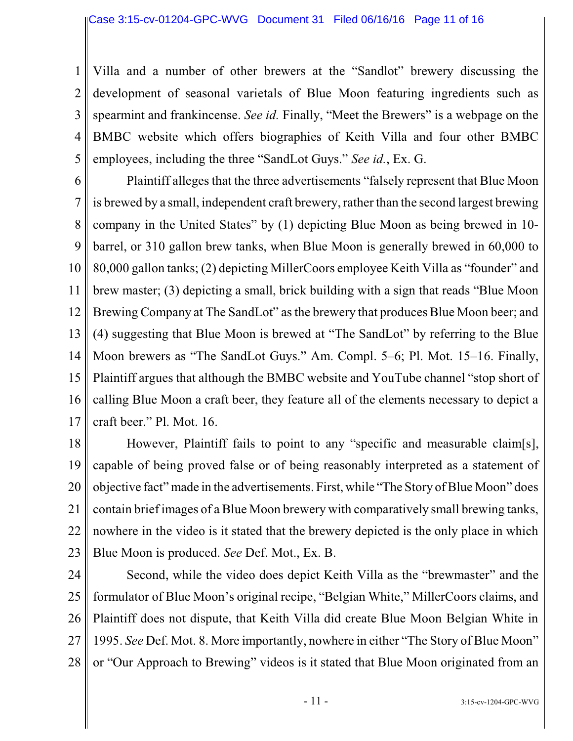Villa and a number of other brewers at the "Sandlot" brewery discussing the development of seasonal varietals of Blue Moon featuring ingredients such as spearmint and frankincense. *See id.* Finally, "Meet the Brewers" is a webpage on the BMBC website which offers biographies of Keith Villa and four other BMBC employees, including the three "SandLot Guys." *See id.*, Ex. G.

Plaintiff alleges that the three advertisements "falsely represent that Blue Moon is brewed by a small, independent craft brewery, rather than the second largest brewing company in the United States" by (1) depicting Blue Moon as being brewed in 10-barrel, or 310 gallon brew tanks, when Blue Moon is generally brewed in 60,000 to 80,000 gallon tanks; (2) depicting MillerCoors employee Keith Villa as "founder" and brew master; (3) depicting a small, brick building with a sign that reads "Blue Moon Brewing Company at The SandLot" as the brewery that produces Blue Moon beer; and (4) suggesting that Blue Moon is brewed at "The SandLot" by referring to the Blue Moon brewers as "The SandLot Guys." Am. Compl. 5–6; Pl. Mot. 15–16. Finally, Plaintiff argues that although the BMBC website and YouTube channel "stop short of calling Blue Moon a craft beer, they feature all of the elements necessary to depict a craft beer." Pl. Mot. 16.

However, Plaintiff fails to point to any "specific and measurable claim[s], capable of being proved false or of being reasonably interpreted as a statement of objective fact" made in the advertisements. First, while "The Story of Blue Moon" does contain brief images of a Blue Moon brewery with comparatively small brewing tanks, nowhere in the video is it stated that the brewery depicted is the only place in which Blue Moon is produced. *See* Def. Mot., Ex. B.

Second, while the video does depict Keith Villa as the "brewmaster" and the formulator of Blue Moon's original recipe, "Belgian White," MillerCoors claims, and Plaintiff does not dispute, that Keith Villa did create Blue Moon Belgian White in 1995. *See* Def. Mot. 8. More importantly, nowhere in either "The Story of Blue Moon" or "Our Approach to Brewing" videos is it stated that Blue Moon originated from an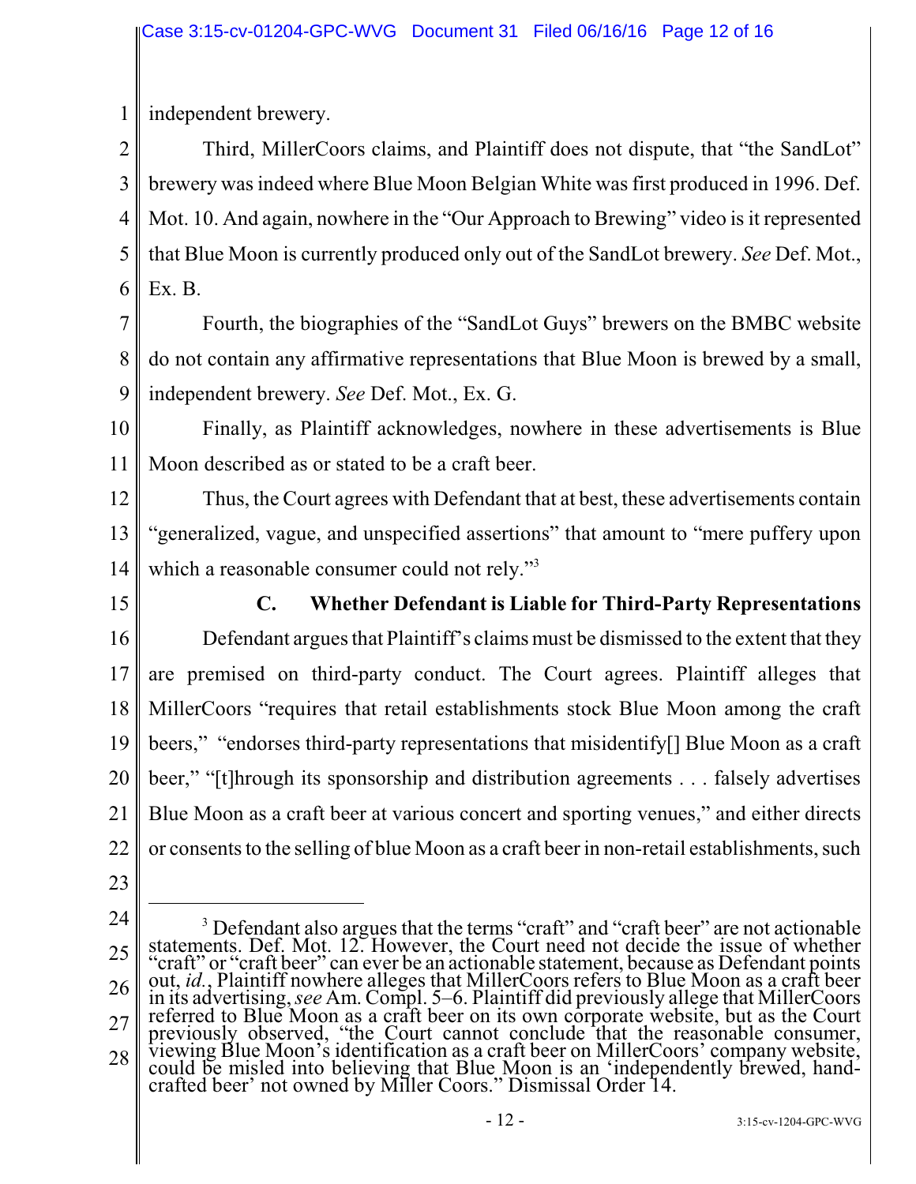independent brewery.

Third, MillerCoors claims, and Plaintiff does not dispute, that "the SandLot" brewery was indeed where Blue Moon Belgian White was first produced in 1996. Def. Mot. 10. And again, nowhere in the "Our Approach to Brewing" video is it represented that Blue Moon is currently produced only out of the SandLot brewery. *See* Def. Mot., Ex. B.

Fourth, the biographies of the "SandLot Guys" brewers on the BMBC website do not contain any affirmative representations that Blue Moon is brewed by a small, independent brewery. *See* Def. Mot., Ex. G.

Finally, as Plaintiff acknowledges, nowhere in these advertisements is Blue Moon described as or stated to be a craft beer.

Thus, the Court agrees with Defendant that at best, these advertisements contain "generalized, vague, and unspecified assertions" that amount to "mere puffery upon which a reasonable consumer could not rely."[3]

### C. Whether Defendant is Liable for Third-Party Representations

Defendant argues that Plaintiff's claims must be dismissed to the extent that they are premised on third-party conduct. The Court agrees. Plaintiff alleges that MillerCoors "requires that retail establishments stock Blue Moon among the craft beers," "endorses third-party representations that misidentify[] Blue Moon as a craft beer," "[t]hrough its sponsorship and distribution agreements . . . falsely advertises Blue Moon as a craft beer at various concert and sporting venues," and either directs or consents to the selling of blue Moon as a craft beer in non-retail establishments, such

---

[3] Defendant also argues that the terms "craft" and "craft beer" are not actionable statements. Def. Mot. 12. However, the Court need not decide the issue of whether "craft" or "craft beer" can ever be an actionable statement, because as Defendant points out, *id.*, Plaintiff nowhere alleges that MillerCoors refers to Blue Moon as a craft beer in its advertising, *see* Am. Compl. 5–6. Plaintiff did previously allege that MillerCoors referred to Blue Moon as a craft beer on its own corporate website, but as the Court previously observed, "the Court cannot conclude that the reasonable consumer, viewing Blue Moon's identification as a craft beer on MillerCoors' company website, could be misled into believing that Blue Moon is an 'independently brewed, hand-crafted beer' not owned by Miller Coors." Dismissal Order 14.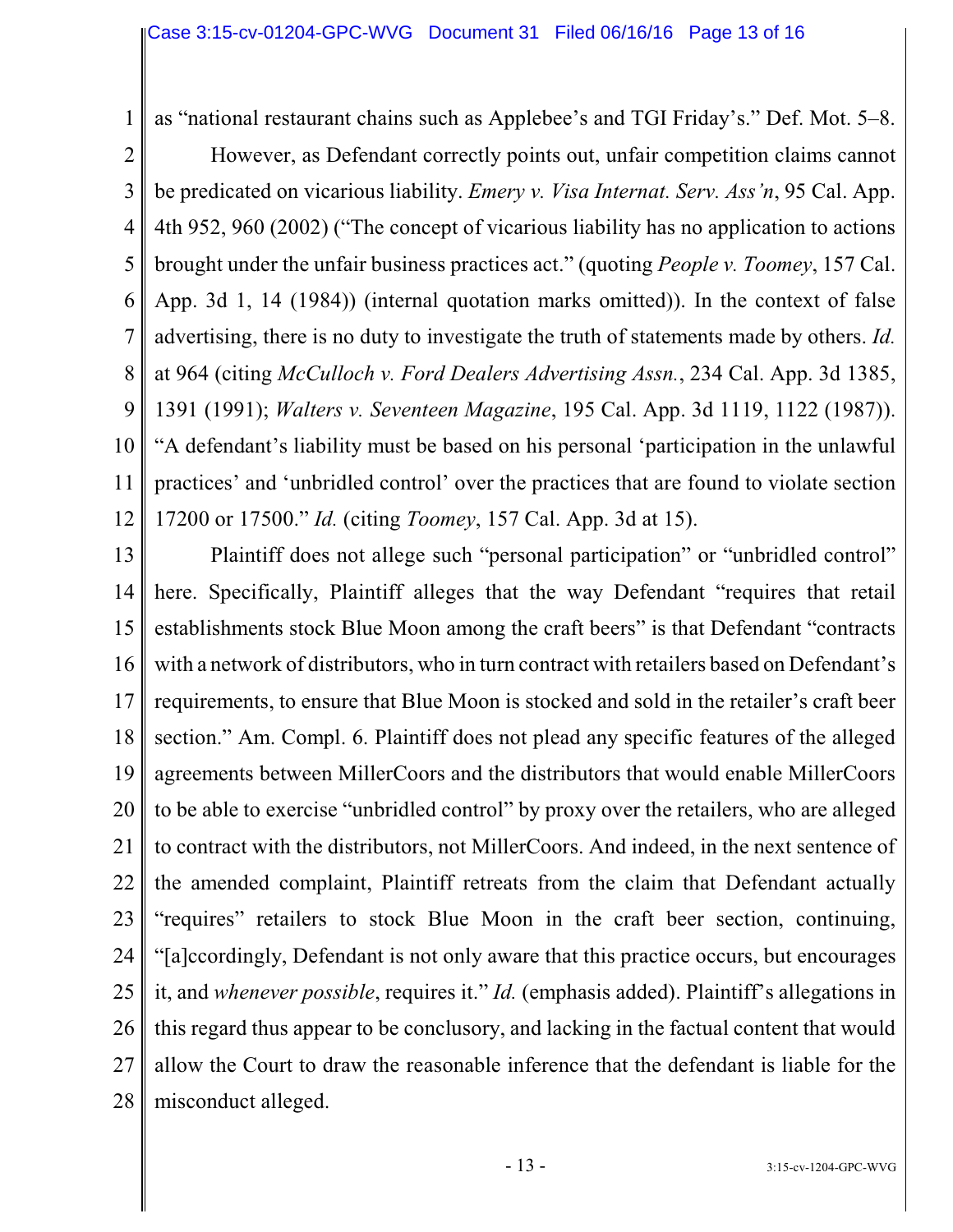as "national restaurant chains such as Applebee's and TGI Friday's." Def. Mot. 5–8.

However, as Defendant correctly points out, unfair competition claims cannot be predicated on vicarious liability. *Emery v. Visa Internat. Serv. Ass'n*, 95 Cal. App. 4th 952, 960 (2002) ("The concept of vicarious liability has no application to actions brought under the unfair business practices act." (quoting *People v. Toomey*, 157 Cal. App. 3d 1, 14 (1984)) (internal quotation marks omitted)). In the context of false advertising, there is no duty to investigate the truth of statements made by others. *Id.* at 964 (citing *McCulloch v. Ford Dealers Advertising Assn.*, 234 Cal. App. 3d 1385, 1391 (1991); *Walters v. Seventeen Magazine*, 195 Cal. App. 3d 1119, 1122 (1987)). "A defendant's liability must be based on his personal 'participation in the unlawful practices' and 'unbridled control' over the practices that are found to violate section 17200 or 17500." *Id.* (citing *Toomey*, 157 Cal. App. 3d at 15).

Plaintiff does not allege such "personal participation" or "unbridled control" here. Specifically, Plaintiff alleges that the way Defendant "requires that retail establishments stock Blue Moon among the craft beers" is that Defendant "contracts with a network of distributors, who in turn contract with retailers based on Defendant's requirements, to ensure that Blue Moon is stocked and sold in the retailer's craft beer section." Am. Compl. 6. Plaintiff does not plead any specific features of the alleged agreements between MillerCoors and the distributors that would enable MillerCoors to be able to exercise "unbridled control" by proxy over the retailers, who are alleged to contract with the distributors, not MillerCoors. And indeed, in the next sentence of the amended complaint, Plaintiff retreats from the claim that Defendant actually "requires" retailers to stock Blue Moon in the craft beer section, continuing, "[a]ccordingly, Defendant is not only aware that this practice occurs, but encourages it, and *whenever possible*, requires it." *Id.* (emphasis added). Plaintiff's allegations in this regard thus appear to be conclusory, and lacking in the factual content that would allow the Court to draw the reasonable inference that the defendant is liable for the misconduct alleged.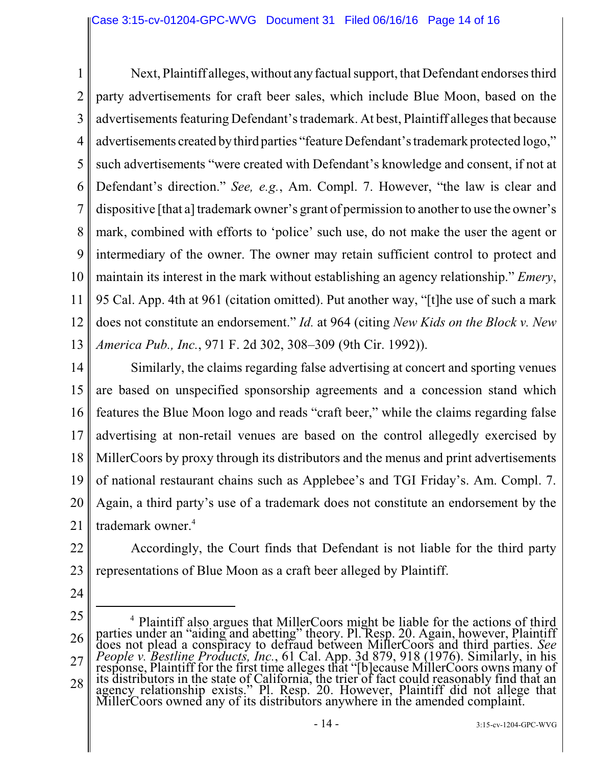Next, Plaintiff alleges, without any factual support, that Defendant endorses third party advertisements for craft beer sales, which include Blue Moon, based on the advertisements featuring Defendant's trademark. At best, Plaintiff alleges that because advertisements created by third parties "feature Defendant's trademark protected logo," such advertisements "were created with Defendant's knowledge and consent, if not at Defendant's direction." *See, e.g.*, Am. Compl. 7. However, "the law is clear and dispositive [that a] trademark owner's grant of permission to another to use the owner's mark, combined with efforts to 'police' such use, do not make the user the agent or intermediary of the owner. The owner may retain sufficient control to protect and maintain its interest in the mark without establishing an agency relationship." *Emery*, 95 Cal. App. 4th at 961 (citation omitted). Put another way, "[t]he use of such a mark does not constitute an endorsement." *Id.* at 964 (citing *New Kids on the Block v. New America Pub., Inc.*, 971 F. 2d 302, 308–309 (9th Cir. 1992)).

Similarly, the claims regarding false advertising at concert and sporting venues are based on unspecified sponsorship agreements and a concession stand which features the Blue Moon logo and reads "craft beer," while the claims regarding false advertising at non-retail venues are based on the control allegedly exercised by MillerCoors by proxy through its distributors and the menus and print advertisements of national restaurant chains such as Applebee's and TGI Friday's. Am. Compl. 7. Again, a third party's use of a trademark does not constitute an endorsement by the trademark owner.[4]

Accordingly, the Court finds that Defendant is not liable for the third party representations of Blue Moon as a craft beer alleged by Plaintiff.

---

[4] Plaintiff also argues that MillerCoors might be liable for the actions of third parties under an "aiding and abetting" theory. Pl. Resp. 20. Again, however, Plaintiff does not plead a conspiracy to defraud between MillerCoors and third parties. *See People v. Bestline Products, Inc.*, 61 Cal. App. 3d 879, 918 (1976). Similarly, in his response, Plaintiff for the first time alleges that "[b]ecause MillerCoors owns many of its distributors in the state of California, the trier of fact could reasonably find that an agency relationship exists." Pl. Resp. 20. However, Plaintiff did not allege that MillerCoors owned any of its distributors anywhere in the amended complaint.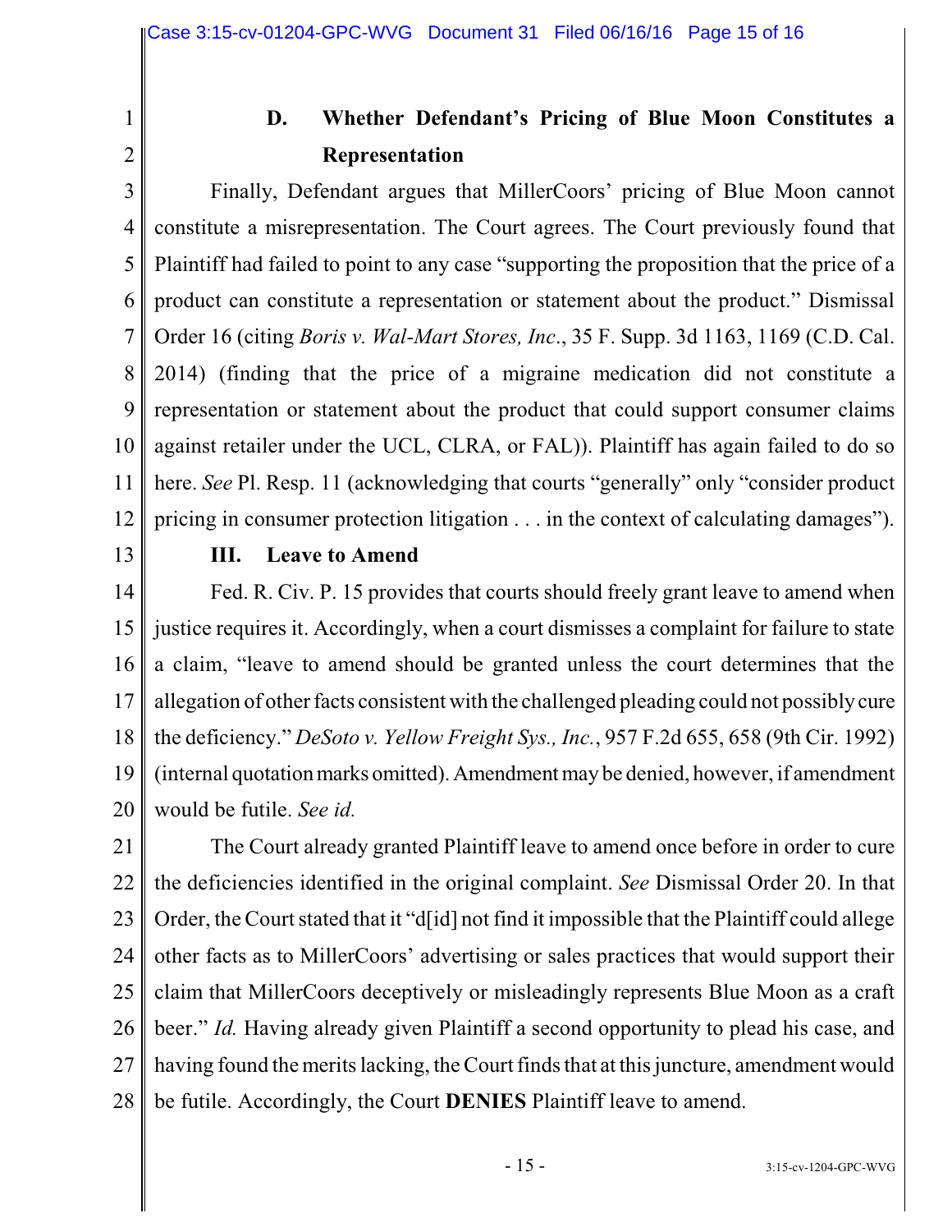### D. Whether Defendant's Pricing of Blue Moon Constitutes a Representation

Finally, Defendant argues that MillerCoors' pricing of Blue Moon cannot constitute a misrepresentation. The Court agrees. The Court previously found that Plaintiff had failed to point to any case "supporting the proposition that the price of a product can constitute a representation or statement about the product." Dismissal Order 16 (citing *Boris v. Wal-Mart Stores, Inc*., 35 F. Supp. 3d 1163, 1169 (C.D. Cal. 2014) (finding that the price of a migraine medication did not constitute a representation or statement about the product that could support consumer claims against retailer under the UCL, CLRA, or FAL)). Plaintiff has again failed to do so here. *See* Pl. Resp. 11 (acknowledging that courts "generally" only "consider product pricing in consumer protection litigation . . . in the context of calculating damages").

## III. Leave to Amend

Fed. R. Civ. P. 15 provides that courts should freely grant leave to amend when justice requires it. Accordingly, when a court dismisses a complaint for failure to state a claim, "leave to amend should be granted unless the court determines that the allegation of other facts consistent with the challenged pleading could not possibly cure the deficiency." *DeSoto v. Yellow Freight Sys., Inc.*, 957 F.2d 655, 658 (9th Cir. 1992) (internal quotation marks omitted). Amendment may be denied, however, if amendment would be futile. *See id.*

The Court already granted Plaintiff leave to amend once before in order to cure the deficiencies identified in the original complaint. *See* Dismissal Order 20. In that Order, the Court stated that it "d[id] not find it impossible that the Plaintiff could allege other facts as to MillerCoors' advertising or sales practices that would support their claim that MillerCoors deceptively or misleadingly represents Blue Moon as a craft beer." *Id.* Having already given Plaintiff a second opportunity to plead his case, and having found the merits lacking, the Court finds that at this juncture, amendment would be futile. Accordingly, the Court **DENIES** Plaintiff leave to amend.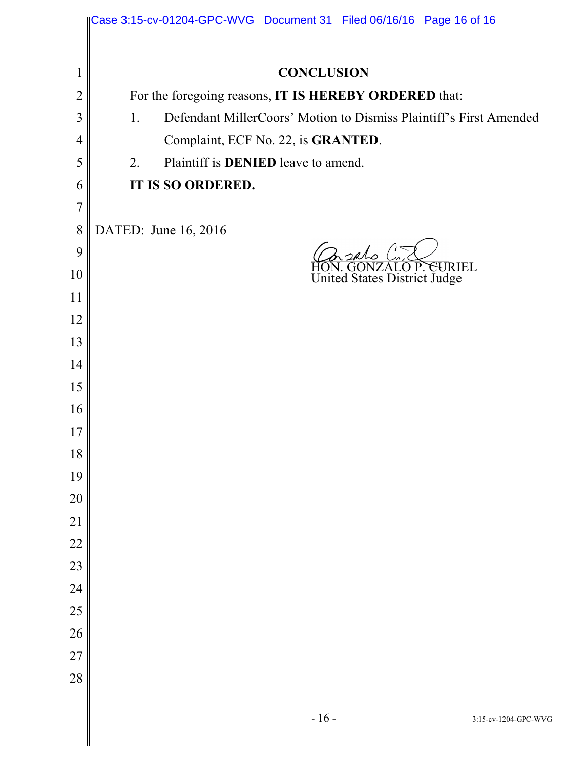## CONCLUSION

For the foregoing reasons, **IT IS HEREBY ORDERED** that:

1. Defendant MillerCoors' Motion to Dismiss Plaintiff's First Amended Complaint, ECF No. 22, is **GRANTED**.
2. Plaintiff is **DENIED** leave to amend.

**IT IS SO ORDERED.**

DATED: June 16, 2016

HON. GONZALO P. CURIEL
United States District Judge